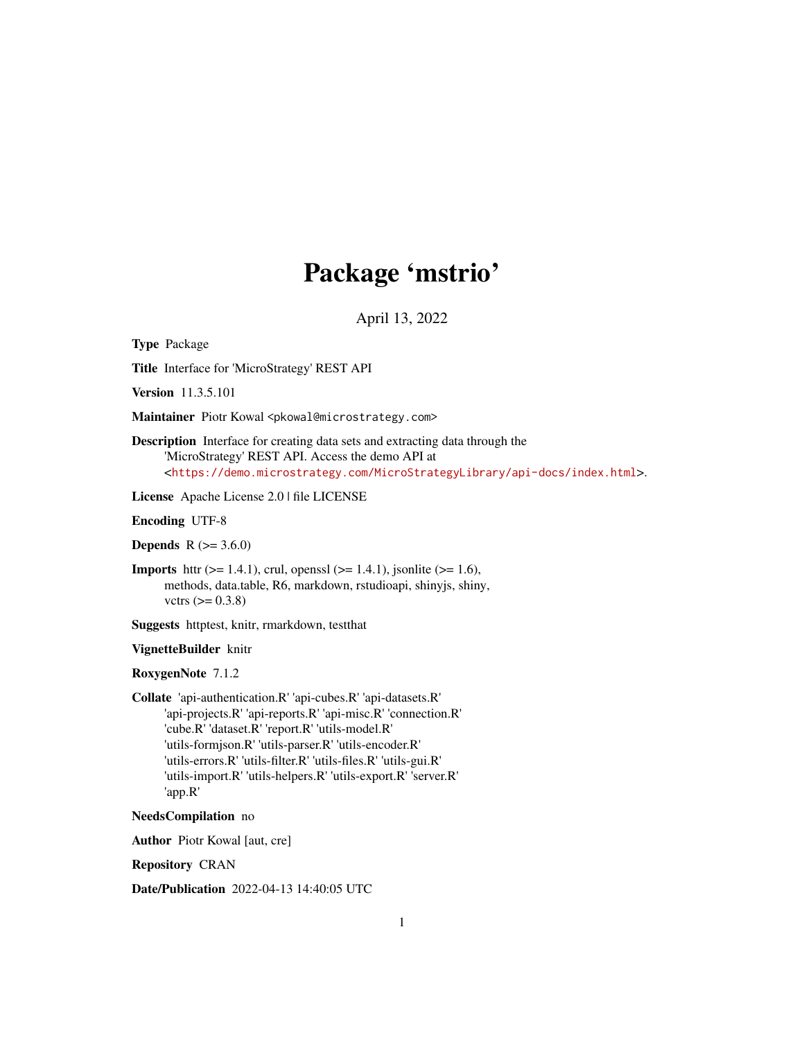# Package 'mstrio'

April 13, 2022

**Type** Package

**Title** Interface for 'MicroStrategy' REST API

**Version** 11.3.5.101

**Maintainer** Piotr Kowal <pkowal@microstrategy.com>

**Description** Interface for creating data sets and extracting data through the 'MicroStrategy' REST API. Access the demo API at <https://demo.microstrategy.com/MicroStrategyLibrary/api-docs/index.html>.

**License** Apache License 2.0 | file LICENSE

**Encoding** UTF-8

**Depends** R (>= 3.6.0)

**Imports** httr (>= 1.4.1), crul, openssl (>= 1.4.1), jsonlite (>= 1.6), methods, data.table, R6, markdown, rstudioapi, shinyjs, shiny, vctrs (>= 0.3.8)

**Suggests** httptest, knitr, rmarkdown, testthat

**VignetteBuilder** knitr

**RoxygenNote** 7.1.2

**Collate** 'api-authentication.R' 'api-cubes.R' 'api-datasets.R' 'api-projects.R' 'api-reports.R' 'api-misc.R' 'connection.R' 'cube.R' 'dataset.R' 'report.R' 'utils-model.R' 'utils-formjson.R' 'utils-parser.R' 'utils-encoder.R' 'utils-errors.R' 'utils-filter.R' 'utils-files.R' 'utils-gui.R' 'utils-import.R' 'utils-helpers.R' 'utils-export.R' 'server.R' 'app.R'

**NeedsCompilation** no

**Author** Piotr Kowal [aut, cre]

**Repository** CRAN

**Date/Publication** 2022-04-13 14:40:05 UTC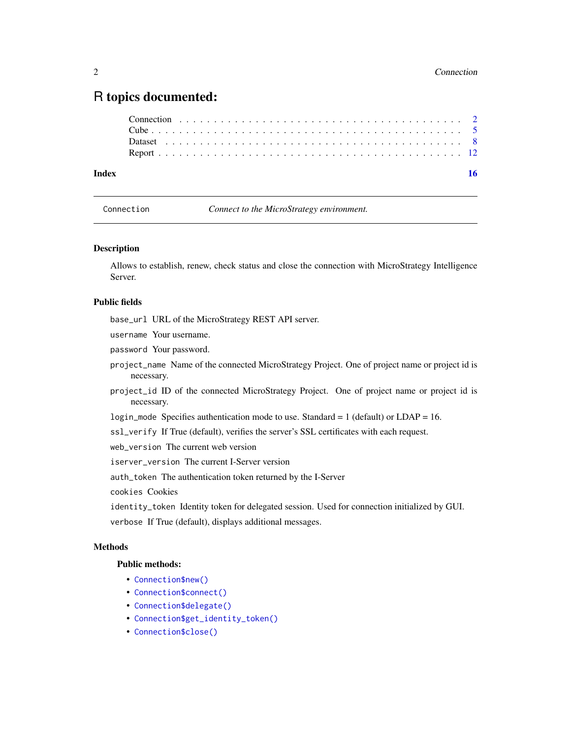# R topics documented:

Connection . . . . . . . . . . . . . . . . . . . . . . . . . . . . . . . . . . . . . . . . 2
Cube . . . . . . . . . . . . . . . . . . . . . . . . . . . . . . . . . . . . . . . . . . 5
Dataset . . . . . . . . . . . . . . . . . . . . . . . . . . . . . . . . . . . . . . . . 8
Report . . . . . . . . . . . . . . . . . . . . . . . . . . . . . . . . . . . . . . . . . 12

**Index** **16**

---

`Connection` *Connect to the MicroStrategy environment.*

---

### Description

Allows to establish, renew, check status and close the connection with MicroStrategy Intelligence Server.

### Public fields

`base_url` URL of the MicroStrategy REST API server.

`username` Your username.

`password` Your password.

`project_name` Name of the connected MicroStrategy Project. One of project name or project id is necessary.

`project_id` ID of the connected MicroStrategy Project. One of project name or project id is necessary.

`login_mode` Specifies authentication mode to use. Standard = 1 (default) or LDAP = 16.

`ssl_verify` If True (default), verifies the server's SSL certificates with each request.

`web_version` The current web version

`iserver_version` The current I-Server version

`auth_token` The authentication token returned by the I-Server

`cookies` Cookies

`identity_token` Identity token for delegated session. Used for connection initialized by GUI.

`verbose` If True (default), displays additional messages.

### Methods

**Public methods:**

- `Connection$new()`
- `Connection$connect()`
- `Connection$delegate()`
- `Connection$get_identity_token()`
- `Connection$close()`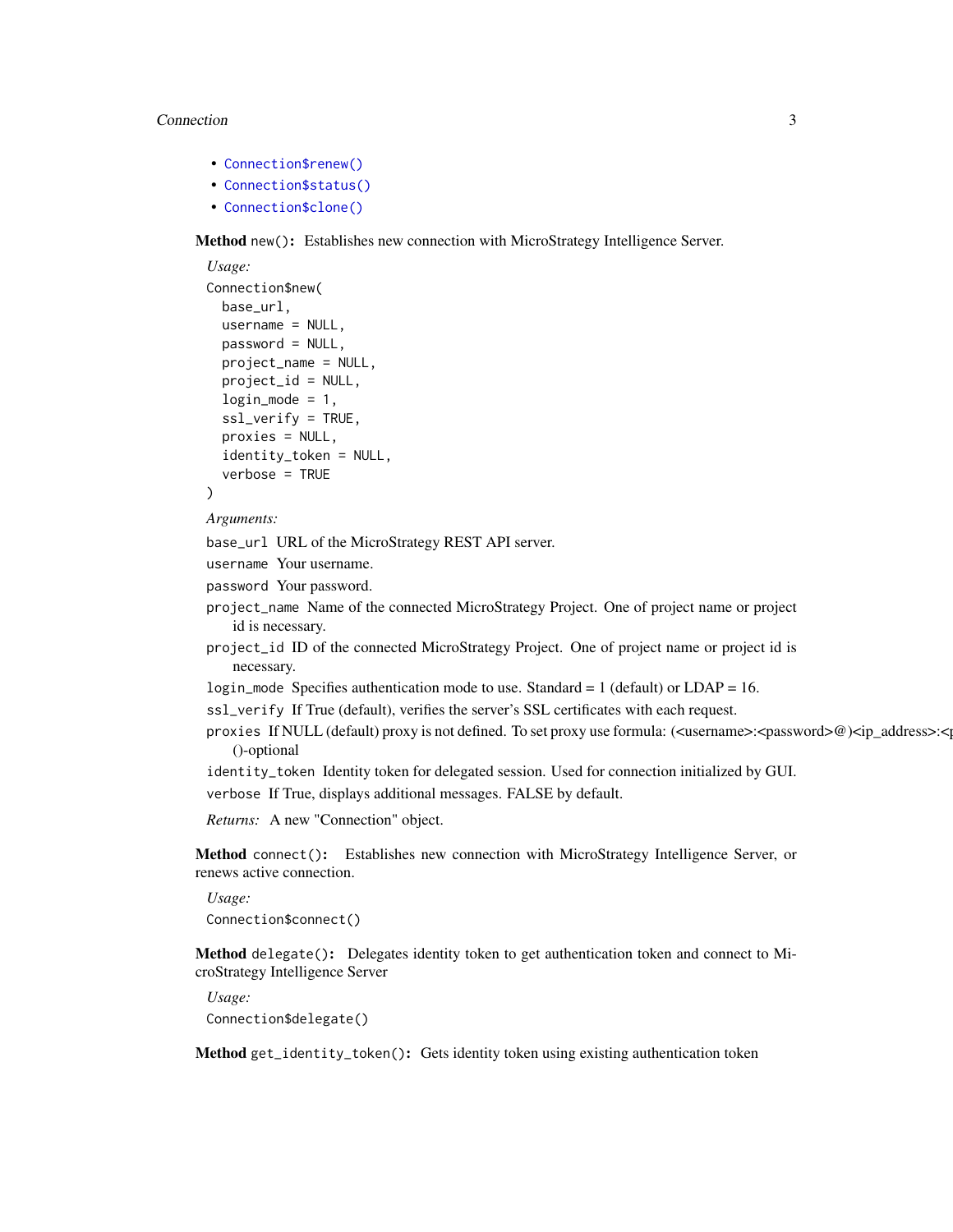- Connection$renew()
- Connection$status()
- Connection$clone()

**Method** `new()`: Establishes new connection with MicroStrategy Intelligence Server.

*Usage:*

```
Connection$new(
  base_url,
  username = NULL,
  password = NULL,
  project_name = NULL,
  project_id = NULL,
  login_mode = 1,
  ssl_verify = TRUE,
  proxies = NULL,
  identity_token = NULL,
  verbose = TRUE
)
```

*Arguments:*

`base_url` URL of the MicroStrategy REST API server.

`username` Your username.

`password` Your password.

`project_name` Name of the connected MicroStrategy Project. One of project name or project id is necessary.

`project_id` ID of the connected MicroStrategy Project. One of project name or project id is necessary.

`login_mode` Specifies authentication mode to use. Standard = 1 (default) or LDAP = 16.

`ssl_verify` If True (default), verifies the server's SSL certificates with each request.

`proxies` If NULL (default) proxy is not defined. To set proxy use formula: (<username>:<password>@)<ip_address>:<p
()-optional

`identity_token` Identity token for delegated session. Used for connection initialized by GUI.

`verbose` If True, displays additional messages. FALSE by default.

*Returns:* A new "Connection" object.

**Method** `connect()`: Establishes new connection with MicroStrategy Intelligence Server, or renews active connection.

*Usage:*

```
Connection$connect()
```

**Method** `delegate()`: Delegates identity token to get authentication token and connect to MicroStrategy Intelligence Server

*Usage:*

```
Connection$delegate()
```

**Method** `get_identity_token()`: Gets identity token using existing authentication token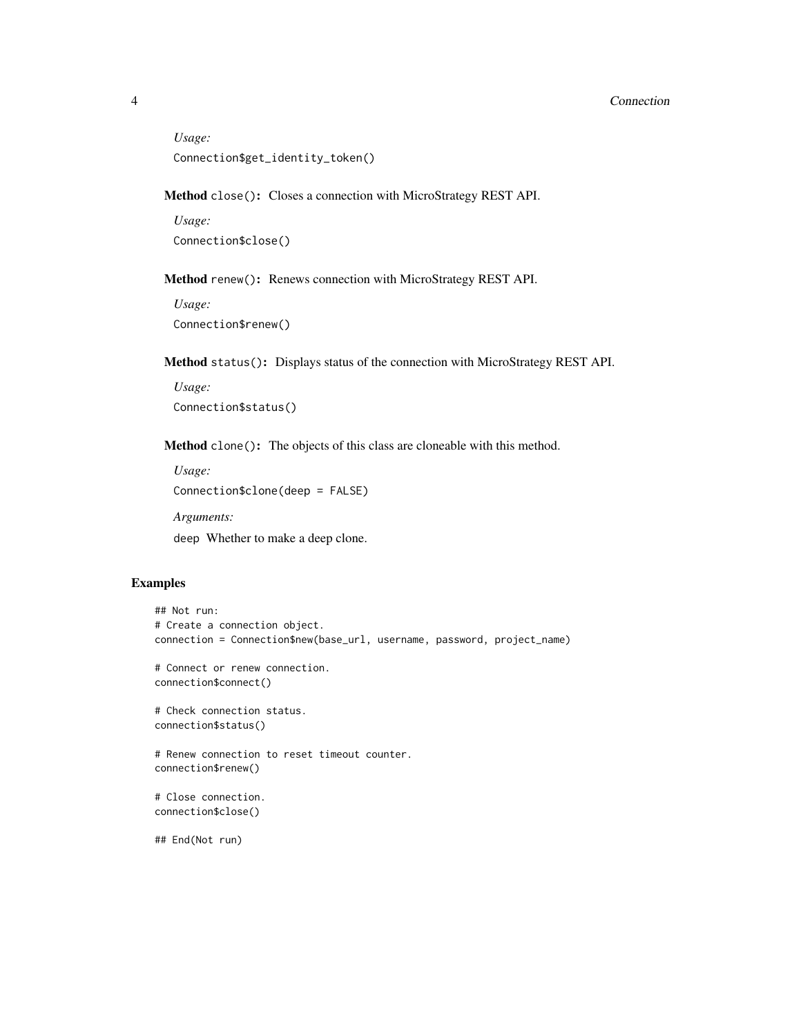*Usage:*

```
Connection$get_identity_token()
```

**Method** `close()`**:** Closes a connection with MicroStrategy REST API.

*Usage:*

```
Connection$close()
```

**Method** `renew()`**:** Renews connection with MicroStrategy REST API.

*Usage:*

```
Connection$renew()
```

**Method** `status()`**:** Displays status of the connection with MicroStrategy REST API.

*Usage:*

```
Connection$status()
```

**Method** `clone()`**:** The objects of this class are cloneable with this method.

*Usage:*

```
Connection$clone(deep = FALSE)
```

*Arguments:*

`deep` Whether to make a deep clone.

## Examples

```
## Not run:
# Create a connection object.
connection = Connection$new(base_url, username, password, project_name)

# Connect or renew connection.
connection$connect()

# Check connection status.
connection$status()

# Renew connection to reset timeout counter.
connection$renew()

# Close connection.
connection$close()

## End(Not run)
```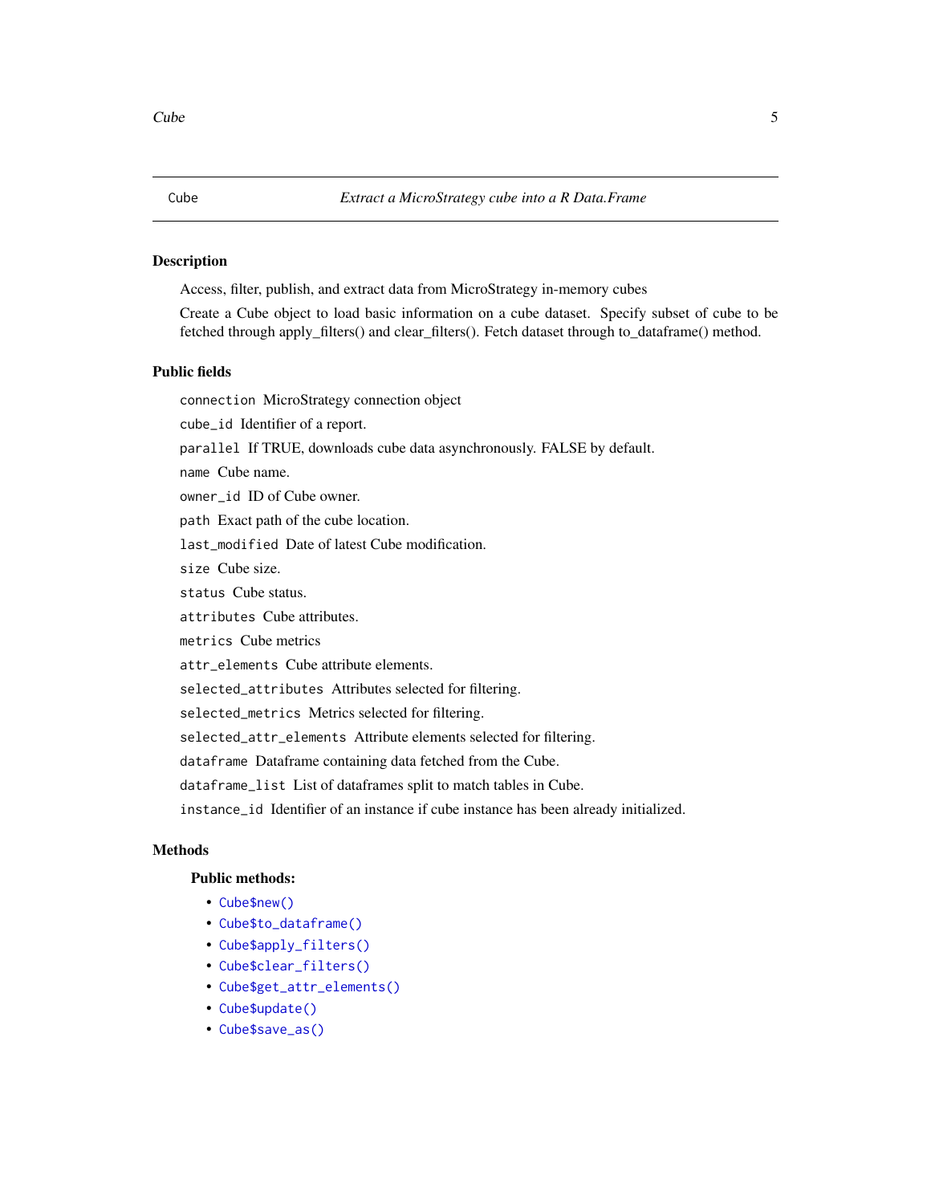Cube *Extract a MicroStrategy cube into a R Data.Frame*

## Description

Access, filter, publish, and extract data from MicroStrategy in-memory cubes

Create a Cube object to load basic information on a cube dataset. Specify subset of cube to be fetched through apply_filters() and clear_filters(). Fetch dataset through to_dataframe() method.

## Public fields

`connection` MicroStrategy connection object

`cube_id` Identifier of a report.

`parallel` If TRUE, downloads cube data asynchronously. FALSE by default.

`name` Cube name.

`owner_id` ID of Cube owner.

`path` Exact path of the cube location.

`last_modified` Date of latest Cube modification.

`size` Cube size.

`status` Cube status.

`attributes` Cube attributes.

`metrics` Cube metrics

`attr_elements` Cube attribute elements.

`selected_attributes` Attributes selected for filtering.

`selected_metrics` Metrics selected for filtering.

`selected_attr_elements` Attribute elements selected for filtering.

`dataframe` Dataframe containing data fetched from the Cube.

`dataframe_list` List of dataframes split to match tables in Cube.

`instance_id` Identifier of an instance if cube instance has been already initialized.

## Methods

### Public methods:

- `Cube$new()`
- `Cube$to_dataframe()`
- `Cube$apply_filters()`
- `Cube$clear_filters()`
- `Cube$get_attr_elements()`
- `Cube$update()`
- `Cube$save_as()`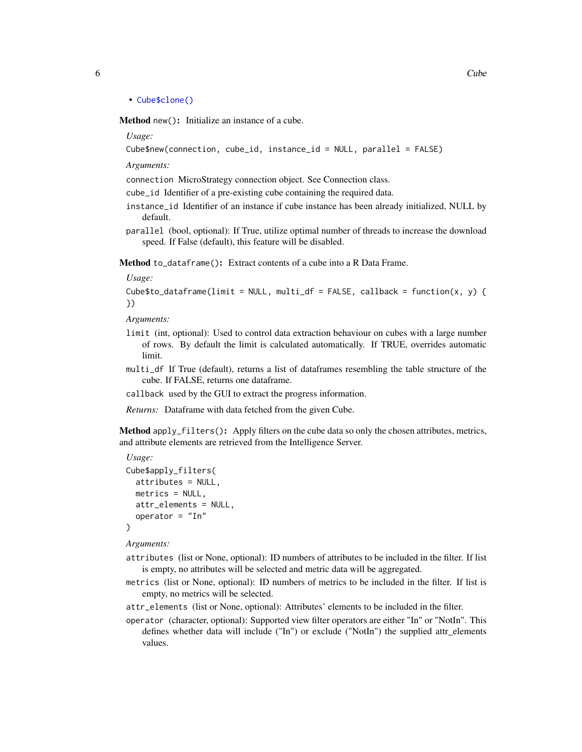- Cube$clone()

**Method** `new()`**:** Initialize an instance of a cube.

*Usage:*

```
Cube$new(connection, cube_id, instance_id = NULL, parallel = FALSE)
```

*Arguments:*

`connection` MicroStrategy connection object. See Connection class.

`cube_id` Identifier of a pre-existing cube containing the required data.

`instance_id` Identifier of an instance if cube instance has been already initialized, NULL by default.

`parallel` (bool, optional): If True, utilize optimal number of threads to increase the download speed. If False (default), this feature will be disabled.

**Method** `to_dataframe()`**:** Extract contents of a cube into a R Data Frame.

*Usage:*

```
Cube$to_dataframe(limit = NULL, multi_df = FALSE, callback = function(x, y) {
})
```

*Arguments:*

`limit` (int, optional): Used to control data extraction behaviour on cubes with a large number of rows. By default the limit is calculated automatically. If TRUE, overrides automatic limit.

`multi_df` If True (default), returns a list of dataframes resembling the table structure of the cube. If FALSE, returns one dataframe.

`callback` used by the GUI to extract the progress information.

*Returns:* Dataframe with data fetched from the given Cube.

**Method** `apply_filters()`**:** Apply filters on the cube data so only the chosen attributes, metrics, and attribute elements are retrieved from the Intelligence Server.

*Usage:*

```
Cube$apply_filters(
  attributes = NULL,
  metrics = NULL,
  attr_elements = NULL,
  operator = "In"
)
```

*Arguments:*

`attributes` (list or None, optional): ID numbers of attributes to be included in the filter. If list is empty, no attributes will be selected and metric data will be aggregated.

`metrics` (list or None, optional): ID numbers of metrics to be included in the filter. If list is empty, no metrics will be selected.

`attr_elements` (list or None, optional): Attributes' elements to be included in the filter.

`operator` (character, optional): Supported view filter operators are either "In" or "NotIn". This defines whether data will include ("In") or exclude ("NotIn") the supplied attr_elements values.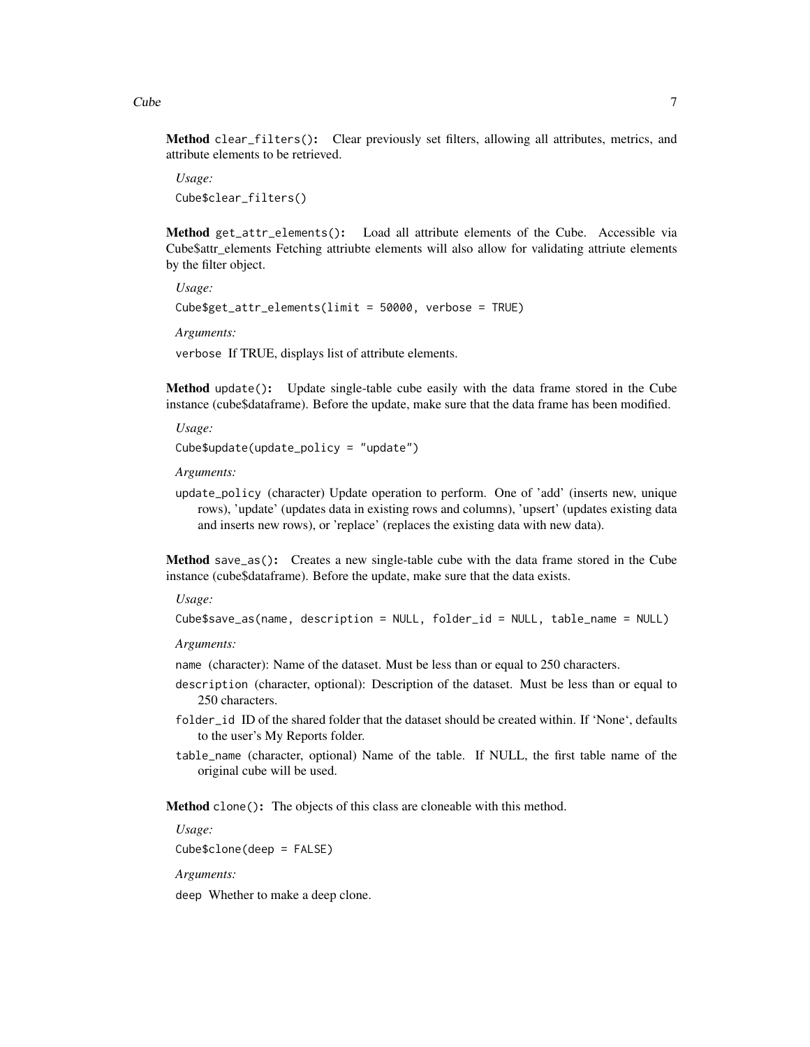**Method** `clear_filters()`: Clear previously set filters, allowing all attributes, metrics, and attribute elements to be retrieved.

*Usage:*

```
Cube$clear_filters()
```

**Method** `get_attr_elements()`: Load all attribute elements of the Cube. Accessible via Cube$attr_elements Fetching attriubte elements will also allow for validating attriute elements by the filter object.

*Usage:*

```
Cube$get_attr_elements(limit = 50000, verbose = TRUE)
```

*Arguments:*

`verbose` If TRUE, displays list of attribute elements.

**Method** `update()`: Update single-table cube easily with the data frame stored in the Cube instance (cube$dataframe). Before the update, make sure that the data frame has been modified.

*Usage:*

```
Cube$update(update_policy = "update")
```

*Arguments:*

`update_policy` (character) Update operation to perform. One of 'add' (inserts new, unique rows), 'update' (updates data in existing rows and columns), 'upsert' (updates existing data and inserts new rows), or 'replace' (replaces the existing data with new data).

**Method** `save_as()`: Creates a new single-table cube with the data frame stored in the Cube instance (cube$dataframe). Before the update, make sure that the data exists.

*Usage:*

```
Cube$save_as(name, description = NULL, folder_id = NULL, table_name = NULL)
```

*Arguments:*

`name` (character): Name of the dataset. Must be less than or equal to 250 characters.

`description` (character, optional): Description of the dataset. Must be less than or equal to 250 characters.

`folder_id` ID of the shared folder that the dataset should be created within. If 'None', defaults to the user's My Reports folder.

`table_name` (character, optional) Name of the table. If NULL, the first table name of the original cube will be used.

**Method** `clone()`: The objects of this class are cloneable with this method.

*Usage:*

```
Cube$clone(deep = FALSE)
```

*Arguments:*

`deep` Whether to make a deep clone.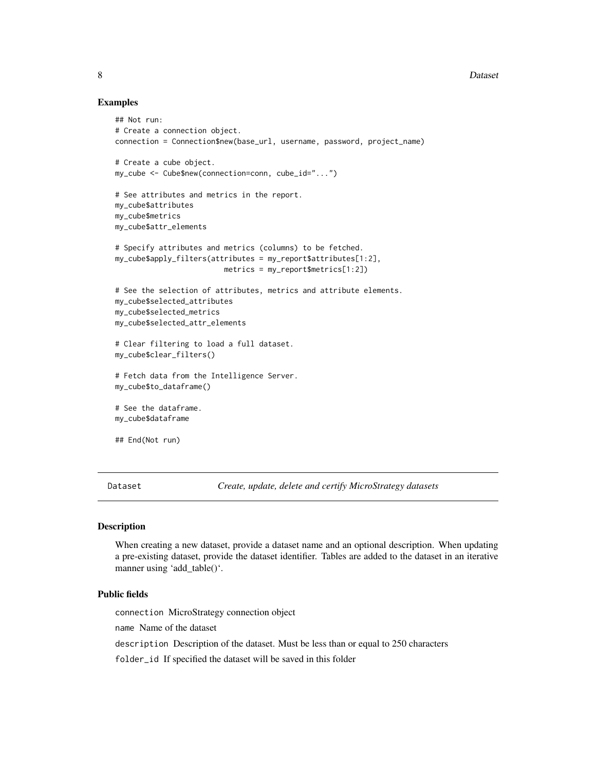### Examples

```
## Not run:
# Create a connection object.
connection = Connection$new(base_url, username, password, project_name)

# Create a cube object.
my_cube <- Cube$new(connection=conn, cube_id="...")

# See attributes and metrics in the report.
my_cube$attributes
my_cube$metrics
my_cube$attr_elements

# Specify attributes and metrics (columns) to be fetched.
my_cube$apply_filters(attributes = my_report$attributes[1:2],
                         metrics = my_report$metrics[1:2])

# See the selection of attributes, metrics and attribute elements.
my_cube$selected_attributes
my_cube$selected_metrics
my_cube$selected_attr_elements

# Clear filtering to load a full dataset.
my_cube$clear_filters()

# Fetch data from the Intelligence Server.
my_cube$to_dataframe()

# See the dataframe.
my_cube$dataframe

## End(Not run)
```

## Dataset *Create, update, delete and certify MicroStrategy datasets*

### Description

When creating a new dataset, provide a dataset name and an optional description. When updating a pre-existing dataset, provide the dataset identifier. Tables are added to the dataset in an iterative manner using 'add_table()'.

### Public fields

`connection` MicroStrategy connection object

`name` Name of the dataset

`description` Description of the dataset. Must be less than or equal to 250 characters

`folder_id` If specified the dataset will be saved in this folder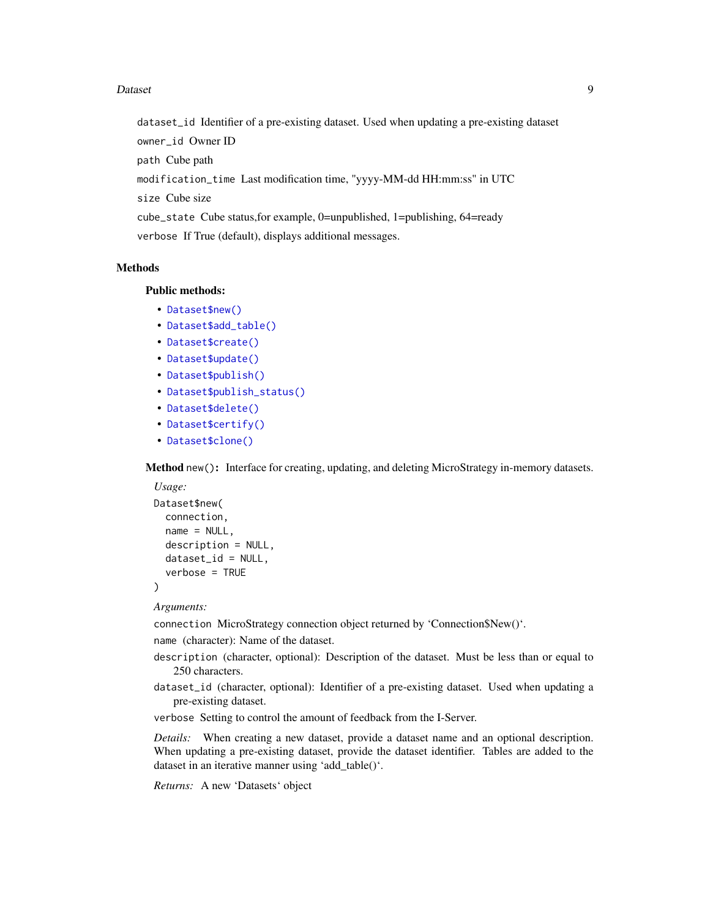`dataset_id` Identifier of a pre-existing dataset. Used when updating a pre-existing dataset

`owner_id` Owner ID

`path` Cube path

`modification_time` Last modification time, "yyyy-MM-dd HH:mm:ss" in UTC

`size` Cube size

`cube_state` Cube status,for example, 0=unpublished, 1=publishing, 64=ready

`verbose` If True (default), displays additional messages.

## Methods

### Public methods:

- `Dataset$new()`
- `Dataset$add_table()`
- `Dataset$create()`
- `Dataset$update()`
- `Dataset$publish()`
- `Dataset$publish_status()`
- `Dataset$delete()`
- `Dataset$certify()`
- `Dataset$clone()`

**Method** `new()`**:** Interface for creating, updating, and deleting MicroStrategy in-memory datasets.

*Usage:*

```
Dataset$new(
  connection,
  name = NULL,
  description = NULL,
  dataset_id = NULL,
  verbose = TRUE
)
```

*Arguments:*

`connection` MicroStrategy connection object returned by 'Connection$New()'.

`name` (character): Name of the dataset.

`description` (character, optional): Description of the dataset. Must be less than or equal to 250 characters.

`dataset_id` (character, optional): Identifier of a pre-existing dataset. Used when updating a pre-existing dataset.

`verbose` Setting to control the amount of feedback from the I-Server.

*Details:* When creating a new dataset, provide a dataset name and an optional description. When updating a pre-existing dataset, provide the dataset identifier. Tables are added to the dataset in an iterative manner using 'add_table()'.

*Returns:* A new 'Datasets' object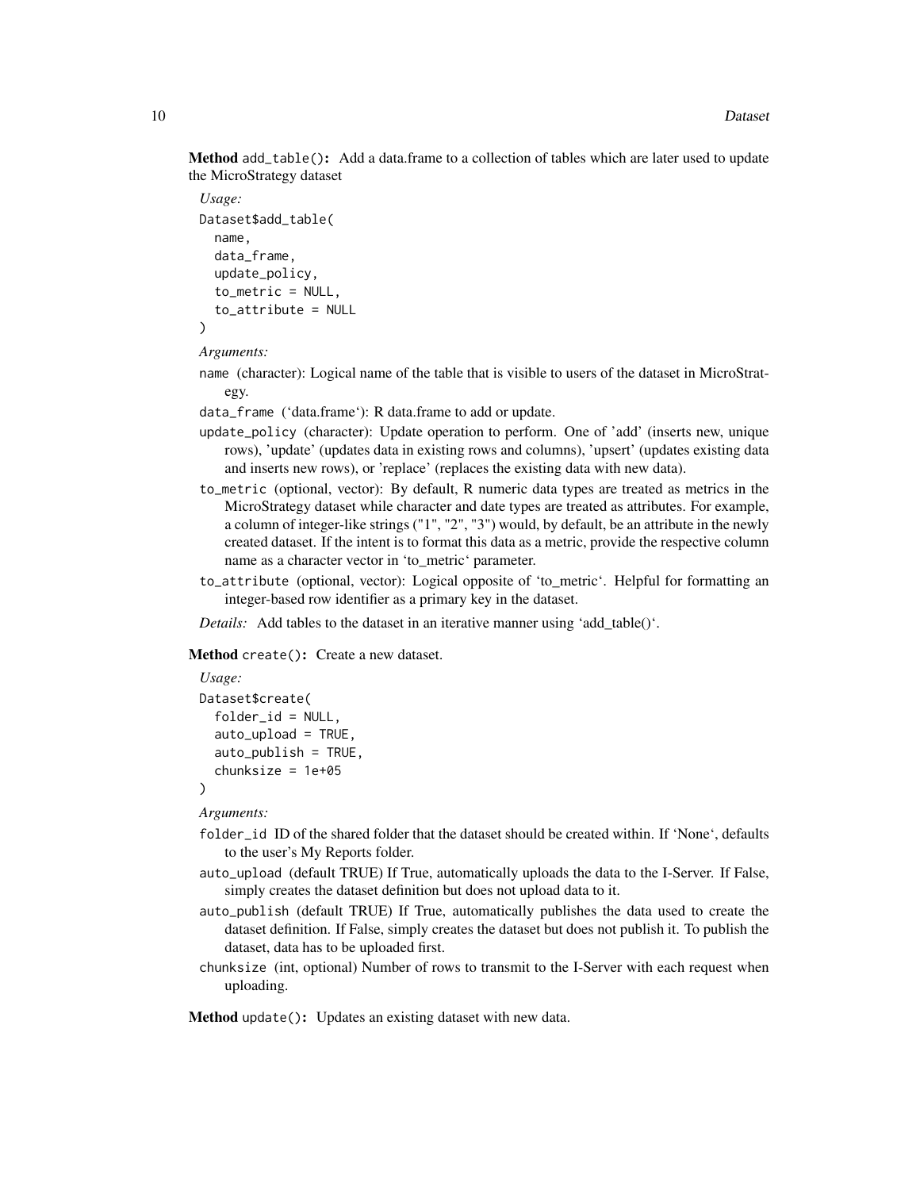**Method** `add_table()`**:** Add a data.frame to a collection of tables which are later used to update the MicroStrategy dataset

*Usage:*

```
Dataset$add_table(
  name,
  data_frame,
  update_policy,
  to_metric = NULL,
  to_attribute = NULL
)
```

*Arguments:*

- `name` (character): Logical name of the table that is visible to users of the dataset in MicroStrategy.
- `data_frame` ('data.frame'): R data.frame to add or update.
- `update_policy` (character): Update operation to perform. One of 'add' (inserts new, unique rows), 'update' (updates data in existing rows and columns), 'upsert' (updates existing data and inserts new rows), or 'replace' (replaces the existing data with new data).
- `to_metric` (optional, vector): By default, R numeric data types are treated as metrics in the MicroStrategy dataset while character and date types are treated as attributes. For example, a column of integer-like strings ("1", "2", "3") would, by default, be an attribute in the newly created dataset. If the intent is to format this data as a metric, provide the respective column name as a character vector in 'to_metric' parameter.
- `to_attribute` (optional, vector): Logical opposite of 'to_metric'. Helpful for formatting an integer-based row identifier as a primary key in the dataset.

*Details:* Add tables to the dataset in an iterative manner using 'add_table()'.

**Method** `create()`**:** Create a new dataset.

*Usage:*

```
Dataset$create(
  folder_id = NULL,
  auto_upload = TRUE,
  auto_publish = TRUE,
  chunksize = 1e+05
)
```

*Arguments:*

- `folder_id` ID of the shared folder that the dataset should be created within. If 'None', defaults to the user's My Reports folder.
- `auto_upload` (default TRUE) If True, automatically uploads the data to the I-Server. If False, simply creates the dataset definition but does not upload data to it.
- `auto_publish` (default TRUE) If True, automatically publishes the data used to create the dataset definition. If False, simply creates the dataset but does not publish it. To publish the dataset, data has to be uploaded first.
- `chunksize` (int, optional) Number of rows to transmit to the I-Server with each request when uploading.

**Method** `update()`**:** Updates an existing dataset with new data.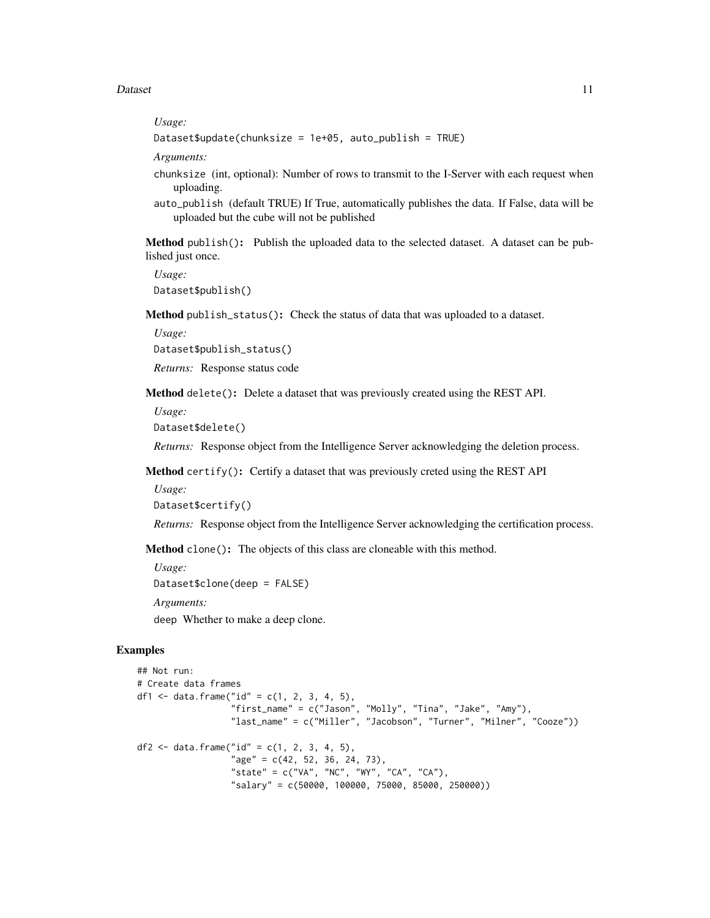*Usage:*

```
Dataset$update(chunksize = 1e+05, auto_publish = TRUE)
```

*Arguments:*

`chunksize` (int, optional): Number of rows to transmit to the I-Server with each request when uploading.

`auto_publish` (default TRUE) If True, automatically publishes the data. If False, data will be uploaded but the cube will not be published

**Method** `publish()`: Publish the uploaded data to the selected dataset. A dataset can be published just once.

*Usage:*

```
Dataset$publish()
```

**Method** `publish_status()`: Check the status of data that was uploaded to a dataset.

*Usage:*

```
Dataset$publish_status()
```

*Returns:* Response status code

**Method** `delete()`: Delete a dataset that was previously created using the REST API.

*Usage:*

```
Dataset$delete()
```

*Returns:* Response object from the Intelligence Server acknowledging the deletion process.

**Method** `certify()`: Certify a dataset that was previously creted using the REST API

*Usage:*

```
Dataset$certify()
```

*Returns:* Response object from the Intelligence Server acknowledging the certification process.

**Method** `clone()`: The objects of this class are cloneable with this method.

*Usage:*

```
Dataset$clone(deep = FALSE)
```

*Arguments:*

`deep` Whether to make a deep clone.

## Examples

```
## Not run:
# Create data frames
df1 <- data.frame("id" = c(1, 2, 3, 4, 5),
                  "first_name" = c("Jason", "Molly", "Tina", "Jake", "Amy"),
                  "last_name" = c("Miller", "Jacobson", "Turner", "Milner", "Cooze"))

df2 <- data.frame("id" = c(1, 2, 3, 4, 5),
                  "age" = c(42, 52, 36, 24, 73),
                  "state" = c("VA", "NC", "WY", "CA", "CA"),
                  "salary" = c(50000, 100000, 75000, 85000, 250000))
```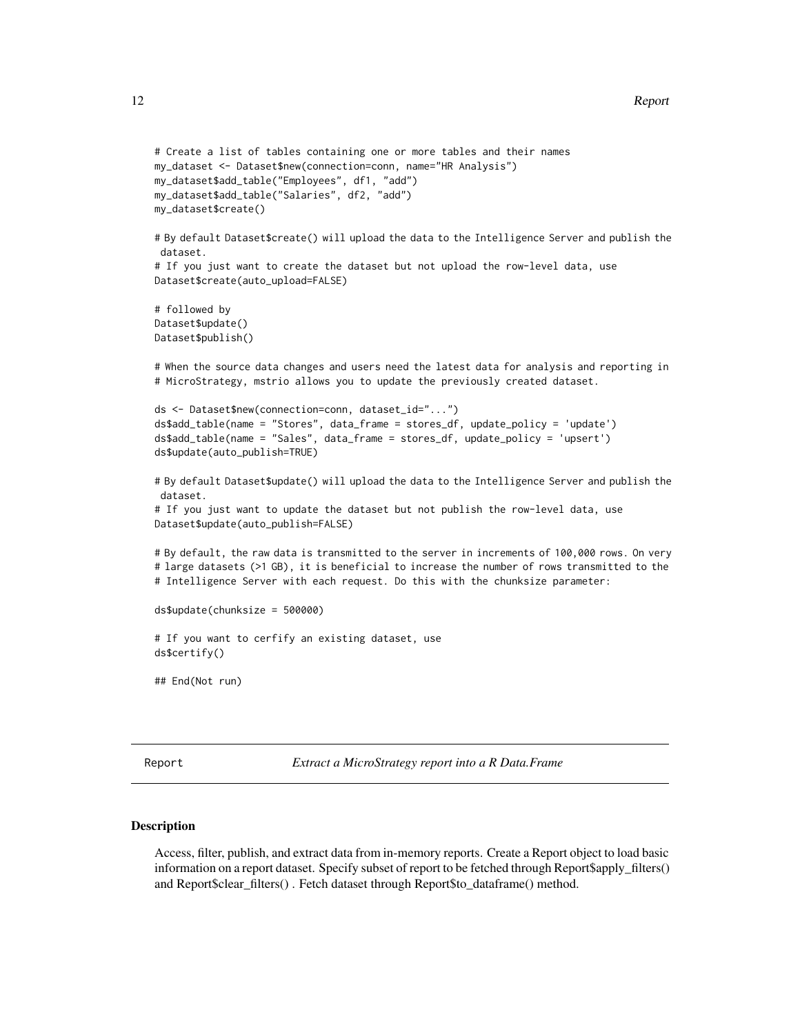```
# Create a list of tables containing one or more tables and their names
my_dataset <- Dataset$new(connection=conn, name="HR Analysis")
my_dataset$add_table("Employees", df1, "add")
my_dataset$add_table("Salaries", df2, "add")
my_dataset$create()

# By default Dataset$create() will upload the data to the Intelligence Server and publish the
 dataset.
# If you just want to create the dataset but not upload the row-level data, use
Dataset$create(auto_upload=FALSE)

# followed by
Dataset$update()
Dataset$publish()

# When the source data changes and users need the latest data for analysis and reporting in
# MicroStrategy, mstrio allows you to update the previously created dataset.

ds <- Dataset$new(connection=conn, dataset_id="...")
ds$add_table(name = "Stores", data_frame = stores_df, update_policy = 'update')
ds$add_table(name = "Sales", data_frame = stores_df, update_policy = 'upsert')
ds$update(auto_publish=TRUE)

# By default Dataset$update() will upload the data to the Intelligence Server and publish the
 dataset.
# If you just want to update the dataset but not publish the row-level data, use
Dataset$update(auto_publish=FALSE)

# By default, the raw data is transmitted to the server in increments of 100,000 rows. On very
# large datasets (>1 GB), it is beneficial to increase the number of rows transmitted to the
# Intelligence Server with each request. Do this with the chunksize parameter:

ds$update(chunksize = 500000)

# If you want to cerfify an existing dataset, use
ds$certify()

## End(Not run)
```

---

Report *Extract a MicroStrategy report into a R Data.Frame*

---

## Description

Access, filter, publish, and extract data from in-memory reports. Create a Report object to load basic information on a report dataset. Specify subset of report to be fetched through Report$apply_filters() and Report$clear_filters() . Fetch dataset through Report$to_dataframe() method.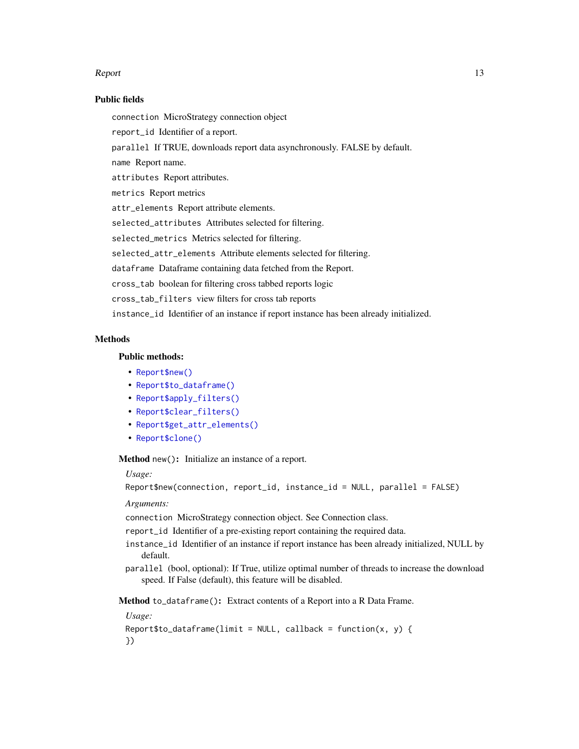### Public fields

`connection` MicroStrategy connection object

`report_id` Identifier of a report.

`parallel` If TRUE, downloads report data asynchronously. FALSE by default.

`name` Report name.

`attributes` Report attributes.

`metrics` Report metrics

`attr_elements` Report attribute elements.

`selected_attributes` Attributes selected for filtering.

`selected_metrics` Metrics selected for filtering.

`selected_attr_elements` Attribute elements selected for filtering.

`dataframe` Dataframe containing data fetched from the Report.

`cross_tab` boolean for filtering cross tabbed reports logic

`cross_tab_filters` view filters for cross tab reports

`instance_id` Identifier of an instance if report instance has been already initialized.

### Methods

#### Public methods:

- `Report$new()`
- `Report$to_dataframe()`
- `Report$apply_filters()`
- `Report$clear_filters()`
- `Report$get_attr_elements()`
- `Report$clone()`

**Method** `new()`**:** Initialize an instance of a report.

*Usage:*

```
Report$new(connection, report_id, instance_id = NULL, parallel = FALSE)
```

*Arguments:*

`connection` MicroStrategy connection object. See Connection class.

`report_id` Identifier of a pre-existing report containing the required data.

`instance_id` Identifier of an instance if report instance has been already initialized, NULL by default.

`parallel` (bool, optional): If True, utilize optimal number of threads to increase the download speed. If False (default), this feature will be disabled.

**Method** `to_dataframe()`**:** Extract contents of a Report into a R Data Frame.

*Usage:*

```
Report$to_dataframe(limit = NULL, callback = function(x, y) {
})
```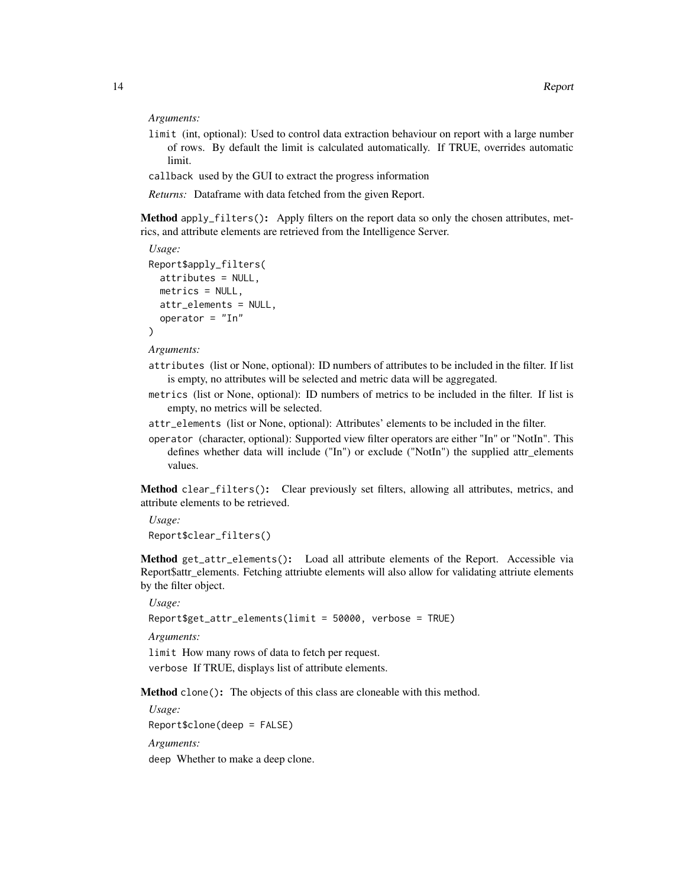*Arguments:*

`limit` (int, optional): Used to control data extraction behaviour on report with a large number of rows. By default the limit is calculated automatically. If TRUE, overrides automatic limit.

`callback` used by the GUI to extract the progress information

*Returns:* Dataframe with data fetched from the given Report.

**Method** `apply_filters()`**:** Apply filters on the report data so only the chosen attributes, metrics, and attribute elements are retrieved from the Intelligence Server.

*Usage:*

```
Report$apply_filters(
  attributes = NULL,
  metrics = NULL,
  attr_elements = NULL,
  operator = "In"
)
```

*Arguments:*

`attributes` (list or None, optional): ID numbers of attributes to be included in the filter. If list is empty, no attributes will be selected and metric data will be aggregated.

`metrics` (list or None, optional): ID numbers of metrics to be included in the filter. If list is empty, no metrics will be selected.

`attr_elements` (list or None, optional): Attributes' elements to be included in the filter.

`operator` (character, optional): Supported view filter operators are either "In" or "NotIn". This defines whether data will include ("In") or exclude ("NotIn") the supplied attr_elements values.

**Method** `clear_filters()`**:** Clear previously set filters, allowing all attributes, metrics, and attribute elements to be retrieved.

*Usage:*

```
Report$clear_filters()
```

**Method** `get_attr_elements()`**:** Load all attribute elements of the Report. Accessible via Report$attr_elements. Fetching attriubte elements will also allow for validating attriute elements by the filter object.

*Usage:*

```
Report$get_attr_elements(limit = 50000, verbose = TRUE)
```

*Arguments:*

`limit` How many rows of data to fetch per request.

`verbose` If TRUE, displays list of attribute elements.

**Method** `clone()`**:** The objects of this class are cloneable with this method.

*Usage:*

```
Report$clone(deep = FALSE)
```

*Arguments:*

`deep` Whether to make a deep clone.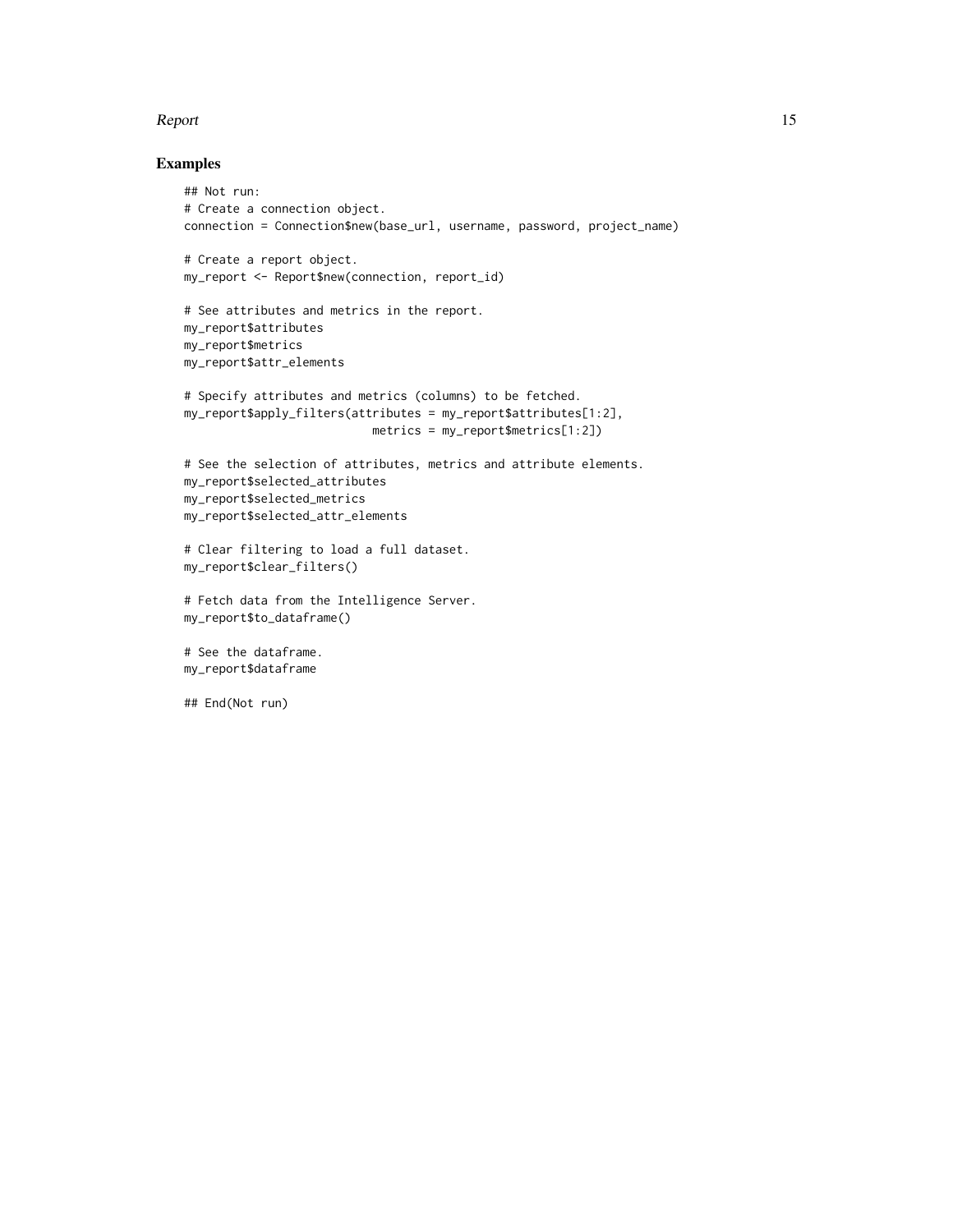## Examples

```
## Not run:
# Create a connection object.
connection = Connection$new(base_url, username, password, project_name)

# Create a report object.
my_report <- Report$new(connection, report_id)

# See attributes and metrics in the report.
my_report$attributes
my_report$metrics
my_report$attr_elements

# Specify attributes and metrics (columns) to be fetched.
my_report$apply_filters(attributes = my_report$attributes[1:2],
                        metrics = my_report$metrics[1:2])

# See the selection of attributes, metrics and attribute elements.
my_report$selected_attributes
my_report$selected_metrics
my_report$selected_attr_elements

# Clear filtering to load a full dataset.
my_report$clear_filters()

# Fetch data from the Intelligence Server.
my_report$to_dataframe()

# See the dataframe.
my_report$dataframe

## End(Not run)
```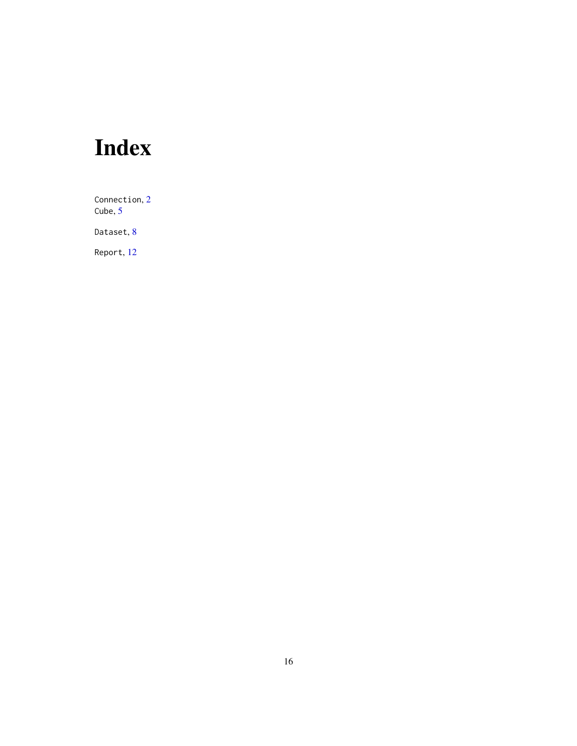# Index

`Connection`, 2
`Cube`, 5

`Dataset`, 8

`Report`, 12